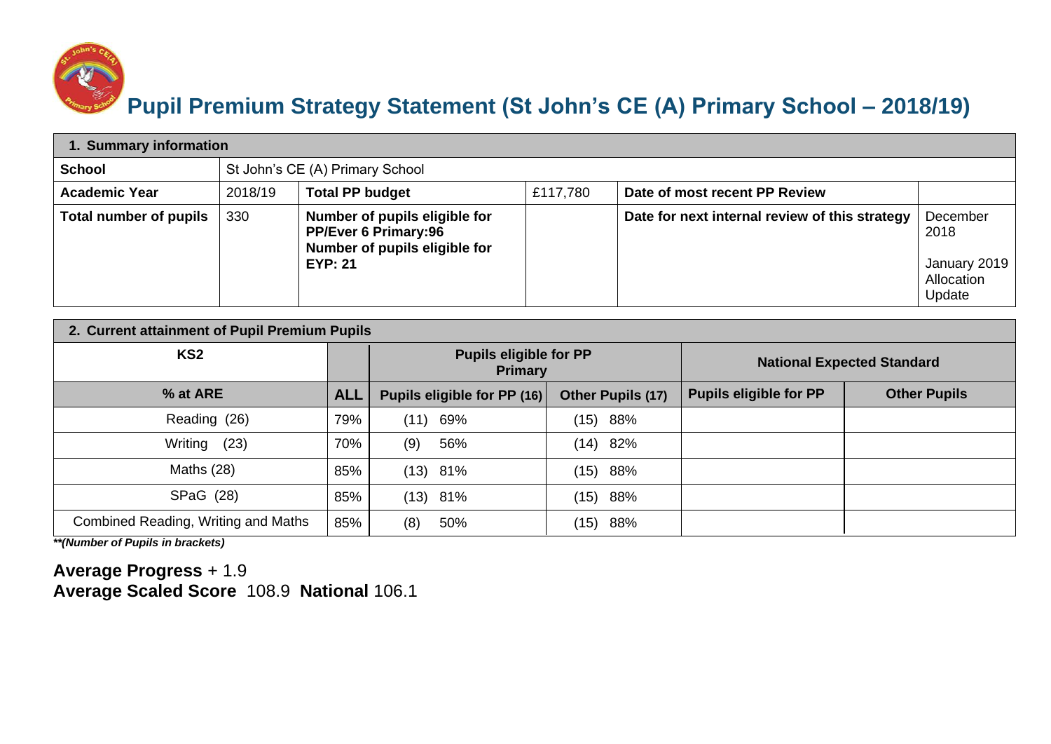# Pupil Premium Strategy Statement (St John's CE (A) Primary School – 2018/19)

| 1. Summary information | | | | | |
|---|---|---|---|---|---|
| **School** | St John's CE (A) Primary School | | | | |
| **Academic Year** | 2018/19 | **Total PP budget** | £117,780 | **Date of most recent PP Review** | |
| **Total number of pupils** | 330 | **Number of pupils eligible for PP/Ever 6 Primary:96**<br>**Number of pupils eligible for EYP: 21** | | **Date for next internal review of this strategy** | December 2018<br><br>January 2019 Allocation Update |

| 2. Current attainment of Pupil Premium Pupils | | | | | |
|---|---|---|---|---|---|
| **KS2** | | **Pupils eligible for PP Primary** | | **National Expected Standard** | |
| **% at ARE** | **ALL** | **Pupils eligible for PP (16)** | **Other Pupils (17)** | **Pupils eligible for PP** | **Other Pupils** |
| Reading (26) | 79% | (11) 69% | (15) 88% | | |
| Writing (23) | 70% | (9) 56% | (14) 82% | | |
| Maths (28) | 85% | (13) 81% | (15) 88% | | |
| SPaG (28) | 85% | (13) 81% | (15) 88% | | |
| Combined Reading, Writing and Maths | 85% | (8) 50% | (15) 88% | | |

***\*(Number of Pupils in brackets)***

**Average Progress** + 1.9
**Average Scaled Score** 108.9 **National** 106.1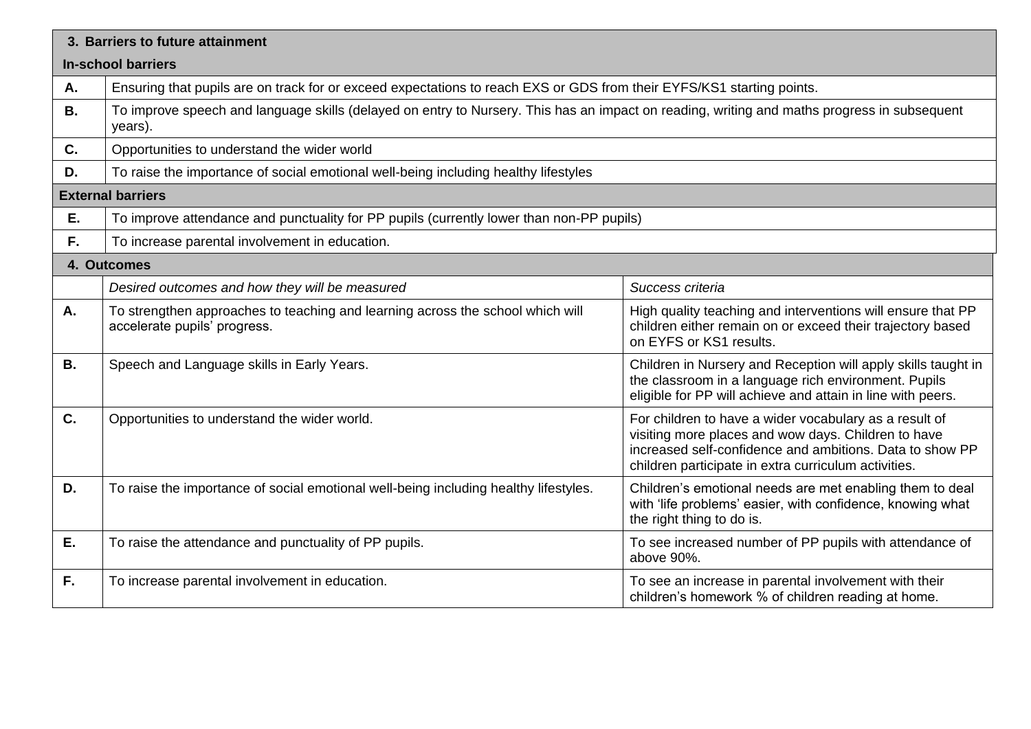## 3. Barriers to future attainment

**In-school barriers**

| | |
|---|---|
| **A.** | Ensuring that pupils are on track for or exceed expectations to reach EXS or GDS from their EYFS/KS1 starting points. |
| **B.** | To improve speech and language skills (delayed on entry to Nursery. This has an impact on reading, writing and maths progress in subsequent years). |
| **C.** | Opportunities to understand the wider world |
| **D.** | To raise the importance of social emotional well-being including healthy lifestyles |

**External barriers**

| | |
|---|---|
| **E.** | To improve attendance and punctuality for PP pupils (currently lower than non-PP pupils) |
| **F.** | To increase parental involvement in education. |

## 4. Outcomes

| | *Desired outcomes and how they will be measured* | *Success criteria* |
|---|---|---|
| **A.** | To strengthen approaches to teaching and learning across the school which will accelerate pupils' progress. | High quality teaching and interventions will ensure that PP children either remain on or exceed their trajectory based on EYFS or KS1 results. |
| **B.** | Speech and Language skills in Early Years. | Children in Nursery and Reception will apply skills taught in the classroom in a language rich environment. Pupils eligible for PP will achieve and attain in line with peers. |
| **C.** | Opportunities to understand the wider world. | For children to have a wider vocabulary as a result of visiting more places and wow days. Children to have increased self-confidence and ambitions. Data to show PP children participate in extra curriculum activities. |
| **D.** | To raise the importance of social emotional well-being including healthy lifestyles. | Children's emotional needs are met enabling them to deal with 'life problems' easier, with confidence, knowing what the right thing to do is. |
| **E.** | To raise the attendance and punctuality of PP pupils. | To see increased number of PP pupils with attendance of above 90%. |
| **F.** | To increase parental involvement in education. | To see an increase in parental involvement with their children's homework % of children reading at home. |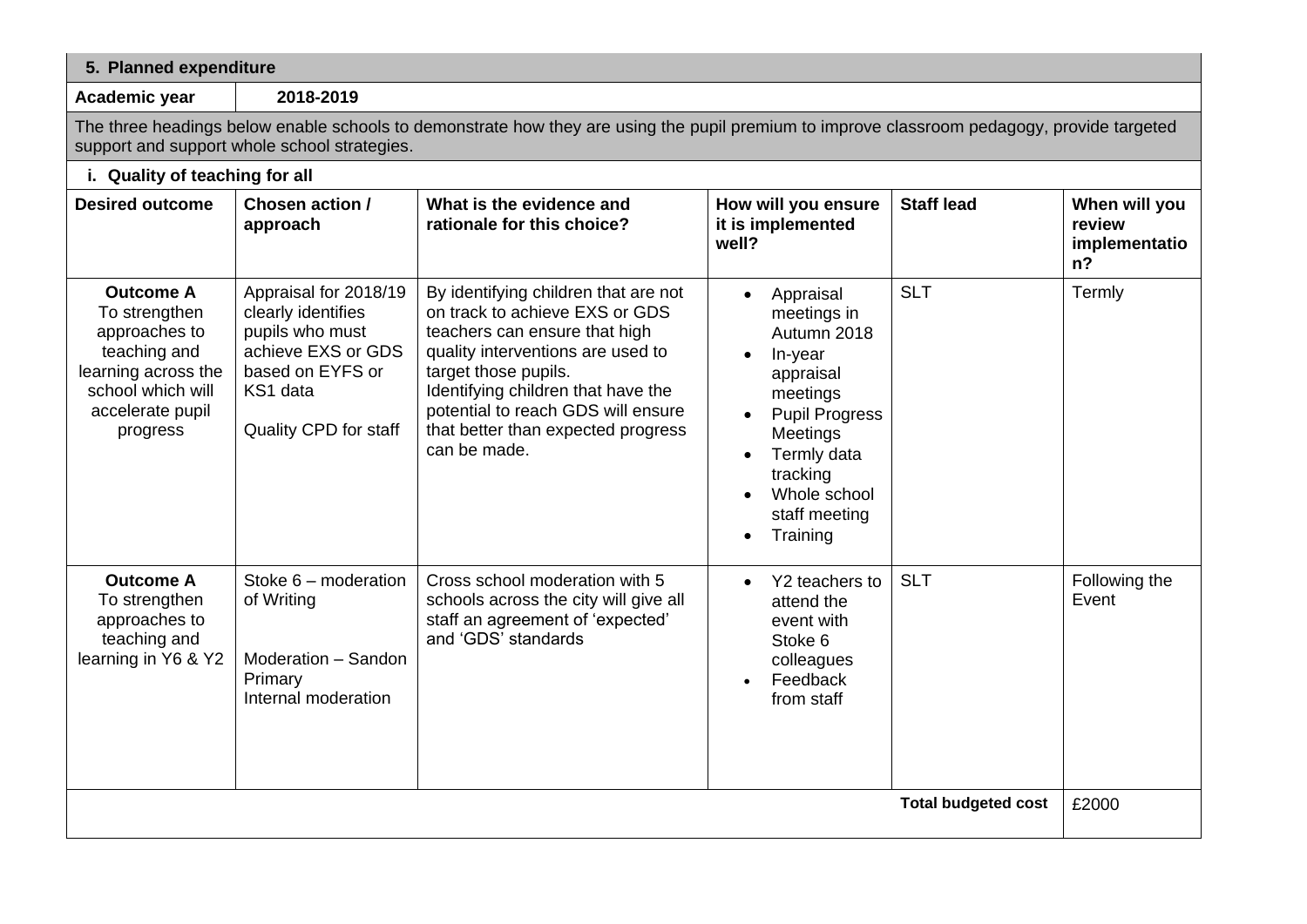## 5. Planned expenditure

**Academic year** **2018-2019**

The three headings below enable schools to demonstrate how they are using the pupil premium to improve classroom pedagogy, provide targeted support and support whole school strategies.

### i. Quality of teaching for all

| Desired outcome | Chosen action / approach | What is the evidence and rationale for this choice? | How will you ensure it is implemented well? | Staff lead | When will you review implementation? |
|---|---|---|---|---|---|
| **Outcome A** To strengthen approaches to teaching and learning across the school which will accelerate pupil progress | Appraisal for 2018/19 clearly identifies pupils who must achieve EXS or GDS based on EYFS or KS1 data<br><br>Quality CPD for staff | By identifying children that are not on track to achieve EXS or GDS teachers can ensure that high quality interventions are used to target those pupils. Identifying children that have the potential to reach GDS will ensure that better than expected progress can be made. | • Appraisal meetings in Autumn 2018<br>• In-year appraisal meetings<br>• Pupil Progress Meetings<br>• Termly data tracking<br>• Whole school staff meeting<br>• Training | SLT | Termly |
| **Outcome A** To strengthen approaches to teaching and learning in Y6 & Y2 | Stoke 6 – moderation of Writing<br><br>Moderation – Sandon Primary<br>Internal moderation | Cross school moderation with 5 schools across the city will give all staff an agreement of 'expected' and 'GDS' standards | • Y2 teachers to attend the event with Stoke 6 colleagues<br>• Feedback from staff | SLT | Following the Event |
| | | | | **Total budgeted cost** | £2000 |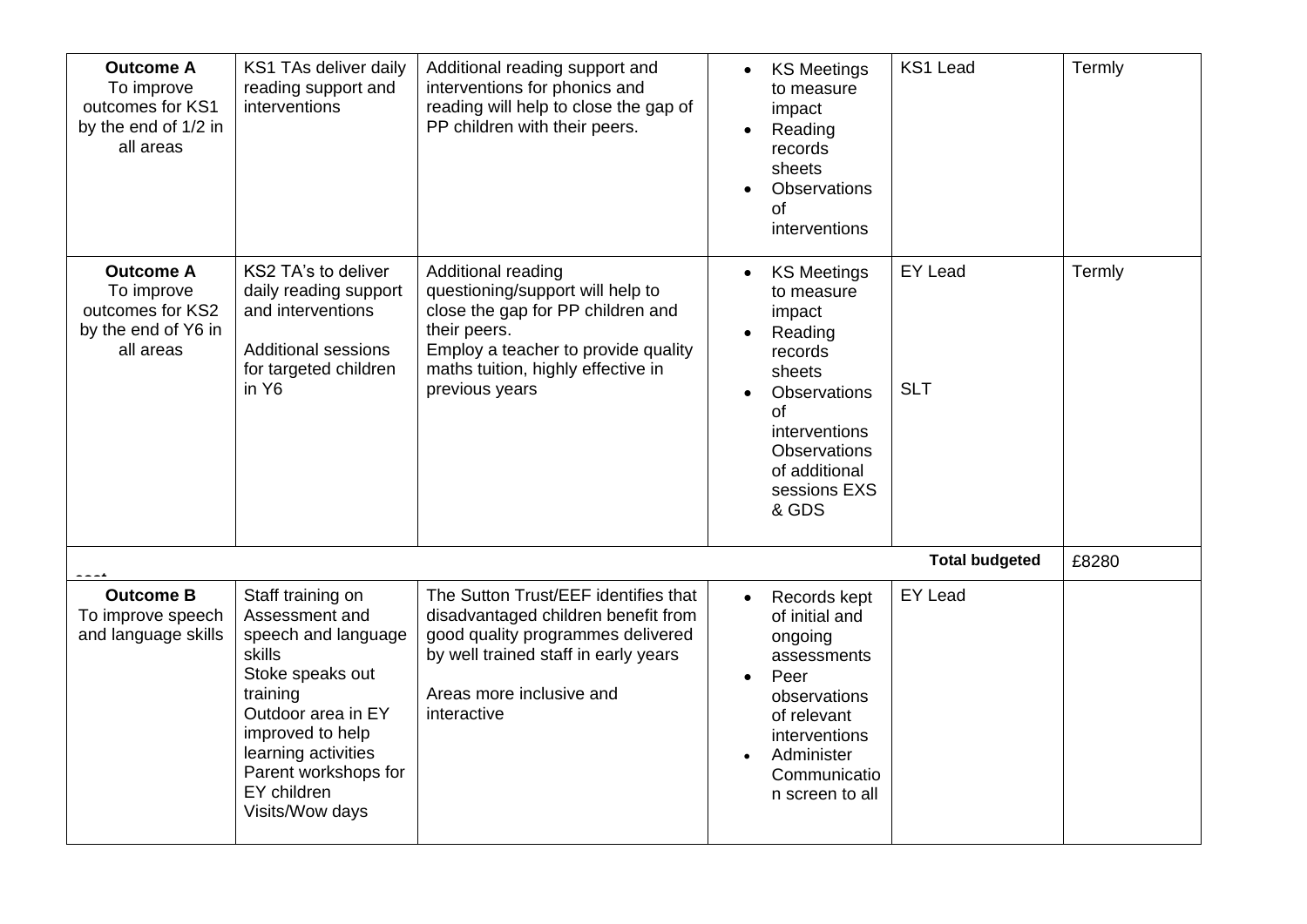| **Outcome A** To improve outcomes for KS1 by the end of 1/2 in all areas | KS1 TAs deliver daily reading support and interventions | Additional reading support and interventions for phonics and reading will help to close the gap of PP children with their peers. | • KS Meetings to measure impact<br>• Reading records sheets<br>• Observations of interventions | KS1 Lead | Termly |
|---|---|---|---|---|---|
| **Outcome A** To improve outcomes for KS2 by the end of Y6 in all areas | KS2 TA's to deliver daily reading support and interventions<br><br>Additional sessions for targeted children in Y6 | Additional reading questioning/support will help to close the gap for PP children and their peers.<br>Employ a teacher to provide quality maths tuition, highly effective in previous years | • KS Meetings to measure impact<br>• Reading records sheets<br>• Observations of interventions Observations of additional sessions EXS & GDS | EY Lead<br><br>SLT | Termly |
| cost | | | | **Total budgeted** | £8280 |
| **Outcome B** To improve speech and language skills | Staff training on Assessment and speech and language skills<br>Stoke speaks out training<br>Outdoor area in EY improved to help learning activities<br>Parent workshops for EY children<br>Visits/Wow days | The Sutton Trust/EEF identifies that disadvantaged children benefit from good quality programmes delivered by well trained staff in early years<br><br>Areas more inclusive and interactive | • Records kept of initial and ongoing assessments<br>• Peer observations of relevant interventions<br>• Administer Communication screen to all | EY Lead | |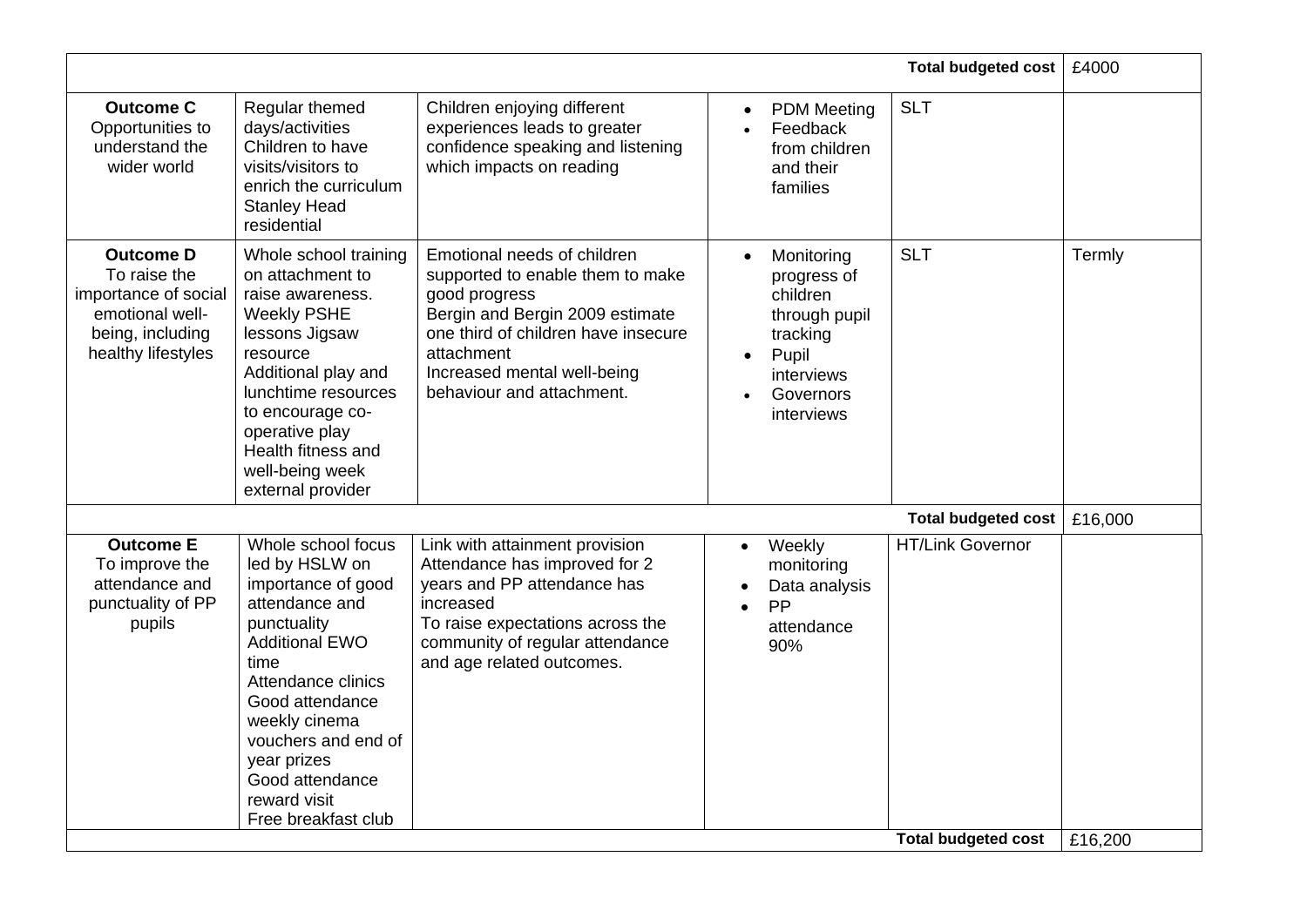| | | | | | |
|---|---|---|---|---|---|
| | | | | **Total budgeted cost** | £4000 |
| **Outcome C** Opportunities to understand the wider world | Regular themed days/activities<br>Children to have visits/visitors to enrich the curriculum<br>Stanley Head residential | Children enjoying different experiences leads to greater confidence speaking and listening which impacts on reading | • PDM Meeting<br>• Feedback from children and their families | SLT | |
| **Outcome D** To raise the importance of social emotional well-being, including healthy lifestyles | Whole school training on attachment to raise awareness.<br>Weekly PSHE lessons Jigsaw resource<br>Additional play and lunchtime resources to encourage co-operative play<br>Health fitness and well-being week external provider | Emotional needs of children supported to enable them to make good progress<br>Bergin and Bergin 2009 estimate one third of children have insecure attachment<br>Increased mental well-being behaviour and attachment. | • Monitoring progress of children through pupil tracking<br>• Pupil interviews<br>• Governors interviews | SLT | Termly |
| | | | | **Total budgeted cost** | £16,000 |
| **Outcome E** To improve the attendance and punctuality of PP pupils | Whole school focus led by HSLW on importance of good attendance and punctuality<br>Additional EWO time<br>Attendance clinics<br>Good attendance weekly cinema vouchers and end of year prizes<br>Good attendance reward visit<br>Free breakfast club | Link with attainment provision<br>Attendance has improved for 2 years and PP attendance has increased<br>To raise expectations across the community of regular attendance and age related outcomes. | • Weekly monitoring<br>• Data analysis<br>• PP attendance 90% | HT/Link Governor | |
| | | | | **Total budgeted cost** | £16,200 |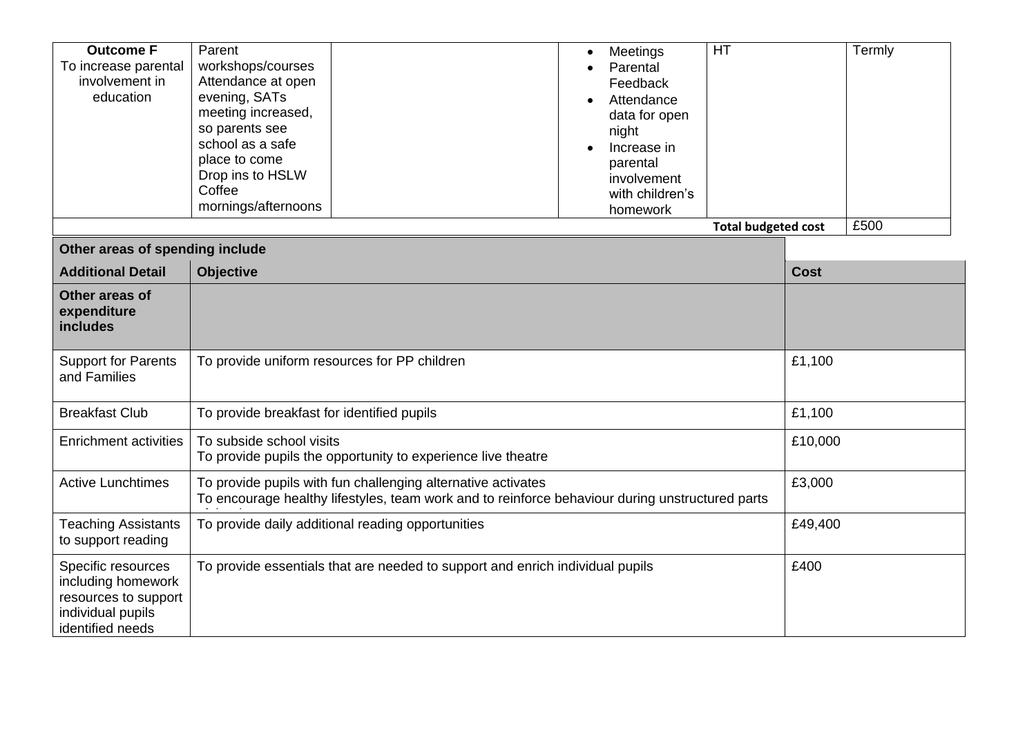| | | | | | |
|---|---|---|---|---|---|
| **Outcome F**<br>To increase parental involvement in education | Parent workshops/courses<br>Attendance at open evening, SATs meeting increased, so parents see school as a safe place to come<br>Drop ins to HSLW<br>Coffee mornings/afternoons | | • Meetings<br>• Parental Feedback<br>• Attendance data for open night<br>• Increase in parental involvement with children's homework | HT | Termly |
| | | | | **Total budgeted cost** | £500 |

| **Other areas of spending include** | | |
|---|---|---|
| **Additional Detail** | **Objective** | **Cost** |
| **Other areas of expenditure includes** | | |
| Support for Parents and Families | To provide uniform resources for PP children | £1,100 |
| Breakfast Club | To provide breakfast for identified pupils | £1,100 |
| Enrichment activities | To subside school visits<br>To provide pupils the opportunity to experience live theatre | £10,000 |
| Active Lunchtimes | To provide pupils with fun challenging alternative activates<br>To encourage healthy lifestyles, team work and to reinforce behaviour during unstructured parts of the day | £3,000 |
| Teaching Assistants to support reading | To provide daily additional reading opportunities | £49,400 |
| Specific resources including homework resources to support individual pupils identified needs | To provide essentials that are needed to support and enrich individual pupils | £400 |